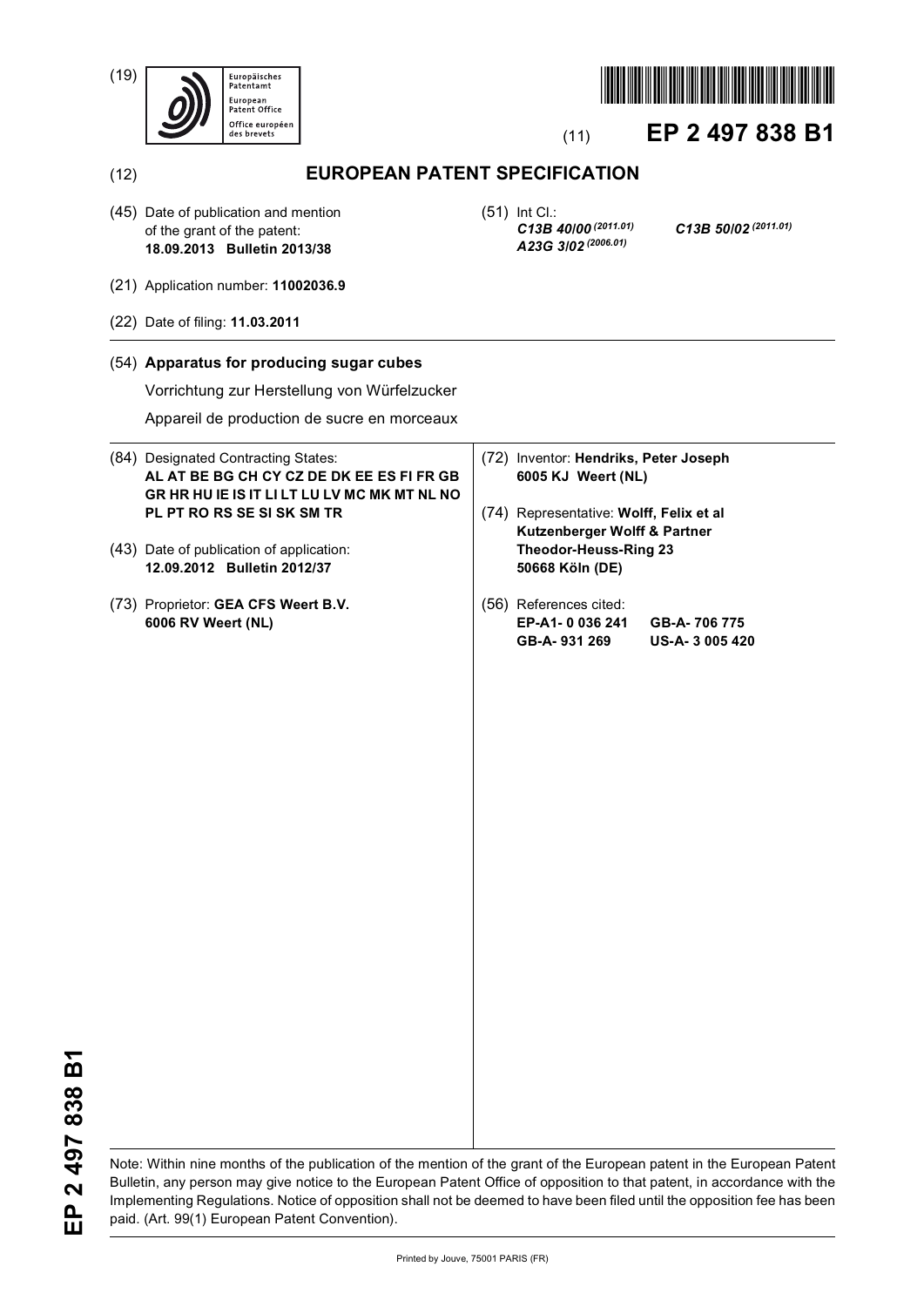(19) Europäisches Patentamt
European Patent Office
Office européen des brevets

(11) **EP 2 497 838 B1**

(12) **EUROPEAN PATENT SPECIFICATION**

(45) Date of publication and mention of the grant of the patent:
**18.09.2013 Bulletin 2013/38**

(51) Int Cl.:
***C13B 40/00*** *(2011.01)* ***C13B 50/02*** *(2011.01)*
***A23G 3/02*** *(2006.01)*

(21) Application number: **11002036.9**

(22) Date of filing: **11.03.2011**

(54) **Apparatus for producing sugar cubes**

Vorrichtung zur Herstellung von Würfelzucker

Appareil de production de sucre en morceaux

(84) Designated Contracting States:
**AL AT BE BG CH CY CZ DE DK EE ES FI FR GB GR HR HU IE IS IT LI LT LU LV MC MK MT NL NO PL PT RO RS SE SI SK SM TR**

(43) Date of publication of application:
**12.09.2012 Bulletin 2012/37**

(73) Proprietor: **GEA CFS Weert B.V.**
**6006 RV Weert (NL)**

(72) Inventor: **Hendriks, Peter Joseph**
**6005 KJ Weert (NL)**

(74) Representative: **Wolff, Felix et al**
**Kutzenberger Wolff & Partner**
**Theodor-Heuss-Ring 23**
**50668 Köln (DE)**

(56) References cited:
**EP-A1- 0 036 241** **GB-A- 706 775**
**GB-A- 931 269** **US-A- 3 005 420**

Note: Within nine months of the publication of the mention of the grant of the European patent in the European Patent Bulletin, any person may give notice to the European Patent Office of opposition to that patent, in accordance with the Implementing Regulations. Notice of opposition shall not be deemed to have been filed until the opposition fee has been paid. (Art. 99(1) European Patent Convention).

Printed by Jouve, 75001 PARIS (FR)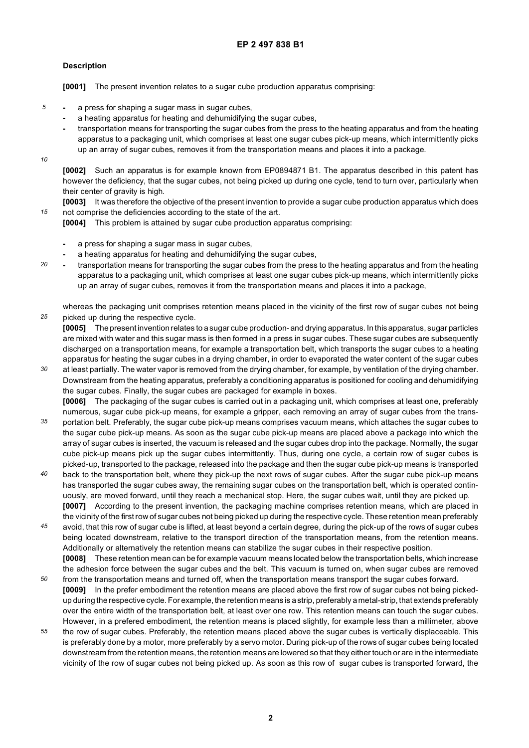## Description

**[0001]** The present invention relates to a sugar cube production apparatus comprising:

- a press for shaping a sugar mass in sugar cubes,
- a heating apparatus for heating and dehumidifying the sugar cubes,
- transportation means for transporting the sugar cubes from the press to the heating apparatus and from the heating apparatus to a packaging unit, which comprises at least one sugar cubes pick-up means, which intermittently picks up an array of sugar cubes, removes it from the transportation means and places it into a package.

**[0002]** Such an apparatus is for example known from EP0894871 B1. The apparatus described in this patent has however the deficiency, that the sugar cubes, not being picked up during one cycle, tend to turn over, particularly when their center of gravity is high.

**[0003]** It was therefore the objective of the present invention to provide a sugar cube production apparatus which does not comprise the deficiencies according to the state of the art.

**[0004]** This problem is attained by sugar cube production apparatus comprising:

- a press for shaping a sugar mass in sugar cubes,
- a heating apparatus for heating and dehumidifying the sugar cubes,
- transportation means for transporting the sugar cubes from the press to the heating apparatus and from the heating apparatus to a packaging unit, which comprises at least one sugar cubes pick-up means, which intermittently picks up an array of sugar cubes, removes it from the transportation means and places it into a package,

whereas the packaging unit comprises retention means placed in the vicinity of the first row of sugar cubes not being picked up during the respective cycle.

**[0005]** The present invention relates to a sugar cube production- and drying apparatus. In this apparatus, sugar particles are mixed with water and this sugar mass is then formed in a press in sugar cubes. These sugar cubes are subsequently discharged on a transportation means, for example a transportation belt, which transports the sugar cubes to a heating apparatus for heating the sugar cubes in a drying chamber, in order to evaporated the water content of the sugar cubes at least partially. The water vapor is removed from the drying chamber, for example, by ventilation of the drying chamber. Downstream from the heating apparatus, preferably a conditioning apparatus is positioned for cooling and dehumidifying the sugar cubes. Finally, the sugar cubes are packaged for example in boxes.

**[0006]** The packaging of the sugar cubes is carried out in a packaging unit, which comprises at least one, preferably numerous, sugar cube pick-up means, for example a gripper, each removing an array of sugar cubes from the transportation belt. Preferably, the sugar cube pick-up means comprises vacuum means, which attaches the sugar cubes to the sugar cube pick-up means. As soon as the sugar cube pick-up means are placed above a package into which the array of sugar cubes is inserted, the vacuum is released and the sugar cubes drop into the package. Normally, the sugar cube pick-up means pick up the sugar cubes intermittently. Thus, during one cycle, a certain row of sugar cubes is picked-up, transported to the package, released into the package and then the sugar cube pick-up means is transported back to the transportation belt, where they pick-up the next rows of sugar cubes. After the sugar cube pick-up means has transported the sugar cubes away, the remaining sugar cubes on the transportation belt, which is operated continuously, are moved forward, until they reach a mechanical stop. Here, the sugar cubes wait, until they are picked up.

**[0007]** According to the present invention, the packaging machine comprises retention means, which are placed in the vicinity of the first row of sugar cubes not being picked up during the respective cycle. These retention mean preferably avoid, that this row of sugar cube is lifted, at least beyond a certain degree, during the pick-up of the rows of sugar cubes being located downstream, relative to the transport direction of the transportation means, from the retention means. Additionally or alternatively the retention means can stabilize the sugar cubes in their respective position.

**[0008]** These retention mean can be for example vacuum means located below the transportation belts, which increase the adhesion force between the sugar cubes and the belt. This vacuum is turned on, when sugar cubes are removed from the transportation means and turned off, when the transportation means transport the sugar cubes forward.

**[0009]** In the prefer embodiment the retention means are placed above the first row of sugar cubes not being picked-up during the respective cycle. For example, the retention means is a strip, preferably a metal-strip, that extends preferably over the entire width of the transportation belt, at least over one row. This retention means can touch the sugar cubes. However, in a prefered embodiment, the retention means is placed slightly, for example less than a millimeter, above the row of sugar cubes. Preferably, the retention means placed above the sugar cubes is vertically displaceable. This is preferably done by a motor, more preferably by a servo motor. During pick-up of the rows of sugar cubes being located downstream from the retention means, the retention means are lowered so that they either touch or are in the intermediate vicinity of the row of sugar cubes not being picked up. As soon as this row of sugar cubes is transported forward, the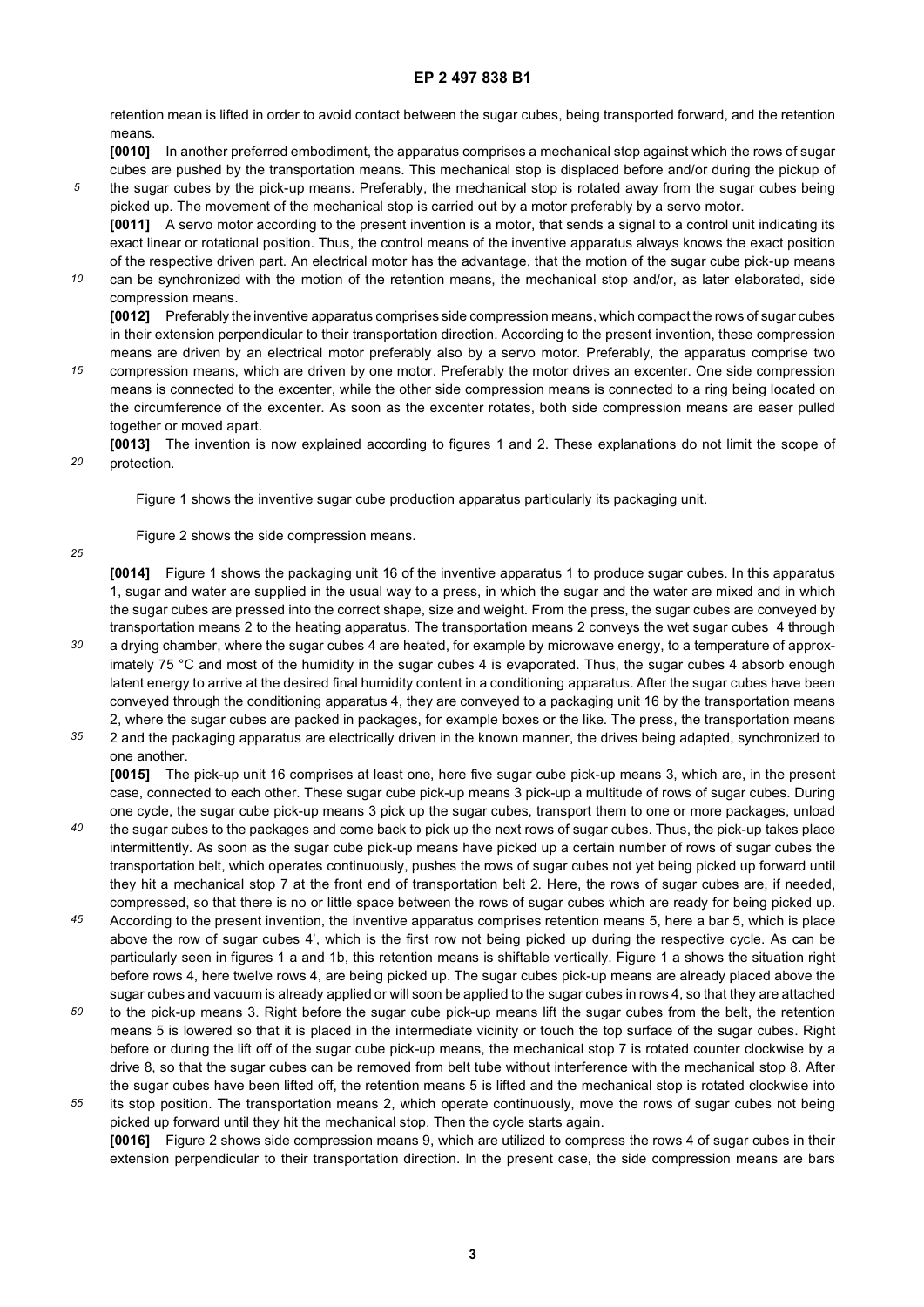retention mean is lifted in order to avoid contact between the sugar cubes, being transported forward, and the retention means.

**[0010]** In another preferred embodiment, the apparatus comprises a mechanical stop against which the rows of sugar cubes are pushed by the transportation means. This mechanical stop is displaced before and/or during the pickup of the sugar cubes by the pick-up means. Preferably, the mechanical stop is rotated away from the sugar cubes being picked up. The movement of the mechanical stop is carried out by a motor preferably by a servo motor.

**[0011]** A servo motor according to the present invention is a motor, that sends a signal to a control unit indicating its exact linear or rotational position. Thus, the control means of the inventive apparatus always knows the exact position of the respective driven part. An electrical motor has the advantage, that the motion of the sugar cube pick-up means can be synchronized with the motion of the retention means, the mechanical stop and/or, as later elaborated, side compression means.

**[0012]** Preferably the inventive apparatus comprises side compression means, which compact the rows of sugar cubes in their extension perpendicular to their transportation direction. According to the present invention, these compression means are driven by an electrical motor preferably also by a servo motor. Preferably, the apparatus comprise two compression means, which are driven by one motor. Preferably the motor drives an excenter. One side compression means is connected to the excenter, while the other side compression means is connected to a ring being located on the circumference of the excenter. As soon as the excenter rotates, both side compression means are easer pulled together or moved apart.

**[0013]** The invention is now explained according to figures 1 and 2. These explanations do not limit the scope of protection.

Figure 1 shows the inventive sugar cube production apparatus particularly its packaging unit.

Figure 2 shows the side compression means.

**[0014]** Figure 1 shows the packaging unit 16 of the inventive apparatus 1 to produce sugar cubes. In this apparatus 1, sugar and water are supplied in the usual way to a press, in which the sugar and the water are mixed and in which the sugar cubes are pressed into the correct shape, size and weight. From the press, the sugar cubes are conveyed by transportation means 2 to the heating apparatus. The transportation means 2 conveys the wet sugar cubes 4 through a drying chamber, where the sugar cubes 4 are heated, for example by microwave energy, to a temperature of approximately 75 °C and most of the humidity in the sugar cubes 4 is evaporated. Thus, the sugar cubes 4 absorb enough latent energy to arrive at the desired final humidity content in a conditioning apparatus. After the sugar cubes have been conveyed through the conditioning apparatus 4, they are conveyed to a packaging unit 16 by the transportation means 2, where the sugar cubes are packed in packages, for example boxes or the like. The press, the transportation means 2 and the packaging apparatus are electrically driven in the known manner, the drives being adapted, synchronized to one another.

**[0015]** The pick-up unit 16 comprises at least one, here five sugar cube pick-up means 3, which are, in the present case, connected to each other. These sugar cube pick-up means 3 pick-up a multitude of rows of sugar cubes. During one cycle, the sugar cube pick-up means 3 pick up the sugar cubes, transport them to one or more packages, unload the sugar cubes to the packages and come back to pick up the next rows of sugar cubes. Thus, the pick-up takes place intermittently. As soon as the sugar cube pick-up means have picked up a certain number of rows of sugar cubes the transportation belt, which operates continuously, pushes the rows of sugar cubes not yet being picked up forward until they hit a mechanical stop 7 at the front end of transportation belt 2. Here, the rows of sugar cubes are, if needed, compressed, so that there is no or little space between the rows of sugar cubes which are ready for being picked up. According to the present invention, the inventive apparatus comprises retention means 5, here a bar 5, which is place above the row of sugar cubes 4', which is the first row not being picked up during the respective cycle. As can be particularly seen in figures 1 a and 1b, this retention means is shiftable vertically. Figure 1 a shows the situation right before rows 4, here twelve rows 4, are being picked up. The sugar cubes pick-up means are already placed above the sugar cubes and vacuum is already applied or will soon be applied to the sugar cubes in rows 4, so that they are attached to the pick-up means 3. Right before the sugar cube pick-up means lift the sugar cubes from the belt, the retention means 5 is lowered so that it is placed in the intermediate vicinity or touch the top surface of the sugar cubes. Right before or during the lift off of the sugar cube pick-up means, the mechanical stop 7 is rotated counter clockwise by a drive 8, so that the sugar cubes can be removed from belt tube without interference with the mechanical stop 8. After the sugar cubes have been lifted off, the retention means 5 is lifted and the mechanical stop is rotated clockwise into its stop position. The transportation means 2, which operate continuously, move the rows of sugar cubes not being picked up forward until they hit the mechanical stop. Then the cycle starts again.

**[0016]** Figure 2 shows side compression means 9, which are utilized to compress the rows 4 of sugar cubes in their extension perpendicular to their transportation direction. In the present case, the side compression means are bars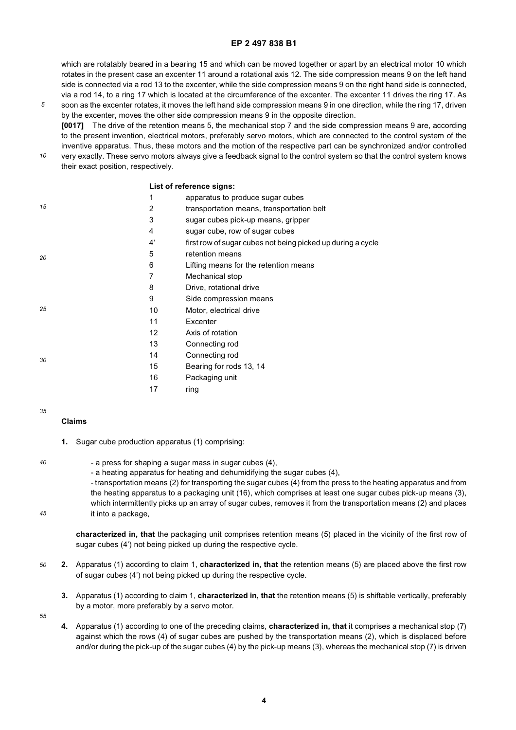which are rotatably beared in a bearing 15 and which can be moved together or apart by an electrical motor 10 which rotates in the present case an excenter 11 around a rotational axis 12. The side compression means 9 on the left hand side is connected via a rod 13 to the excenter, while the side compression means 9 on the right hand side is connected, via a rod 14, to a ring 17 which is located at the circumference of the excenter. The excenter 11 drives the ring 17. As soon as the excenter rotates, it moves the left hand side compression means 9 in one direction, while the ring 17, driven by the excenter, moves the other side compression means 9 in the opposite direction.

**[0017]** The drive of the retention means 5, the mechanical stop 7 and the side compression means 9 are, according to the present invention, electrical motors, preferably servo motors, which are connected to the control system of the inventive apparatus. Thus, these motors and the motion of the respective part can be synchronized and/or controlled very exactly. These servo motors always give a feedback signal to the control system so that the control system knows their exact position, respectively.

**List of reference signs:**

| | |
|---|---|
| 1 | apparatus to produce sugar cubes |
| 2 | transportation means, transportation belt |
| 3 | sugar cubes pick-up means, gripper |
| 4 | sugar cube, row of sugar cubes |
| 4' | first row of sugar cubes not being picked up during a cycle |
| 5 | retention means |
| 6 | Lifting means for the retention means |
| 7 | Mechanical stop |
| 8 | Drive, rotational drive |
| 9 | Side compression means |
| 10 | Motor, electrical drive |
| 11 | Excenter |
| 12 | Axis of rotation |
| 13 | Connecting rod |
| 14 | Connecting rod |
| 15 | Bearing for rods 13, 14 |
| 16 | Packaging unit |
| 17 | ring |

## Claims

**1.** Sugar cube production apparatus (1) comprising:

- a press for shaping a sugar mass in sugar cubes (4),
- a heating apparatus for heating and dehumidifying the sugar cubes (4),
- transportation means (2) for transporting the sugar cubes (4) from the press to the heating apparatus and from the heating apparatus to a packaging unit (16), which comprises at least one sugar cubes pick-up means (3), which intermittently picks up an array of sugar cubes, removes it from the transportation means (2) and places it into a package,

**characterized in, that** the packaging unit comprises retention means (5) placed in the vicinity of the first row of sugar cubes (4') not being picked up during the respective cycle.

**2.** Apparatus (1) according to claim 1, **characterized in, that** the retention means (5) are placed above the first row of sugar cubes (4') not being picked up during the respective cycle.

**3.** Apparatus (1) according to claim 1, **characterized in, that** the retention means (5) is shiftable vertically, preferably by a motor, more preferably by a servo motor.

**4.** Apparatus (1) according to one of the preceding claims, **characterized in, that** it comprises a mechanical stop (7) against which the rows (4) of sugar cubes are pushed by the transportation means (2), which is displaced before and/or during the pick-up of the sugar cubes (4) by the pick-up means (3), whereas the mechanical stop (7) is driven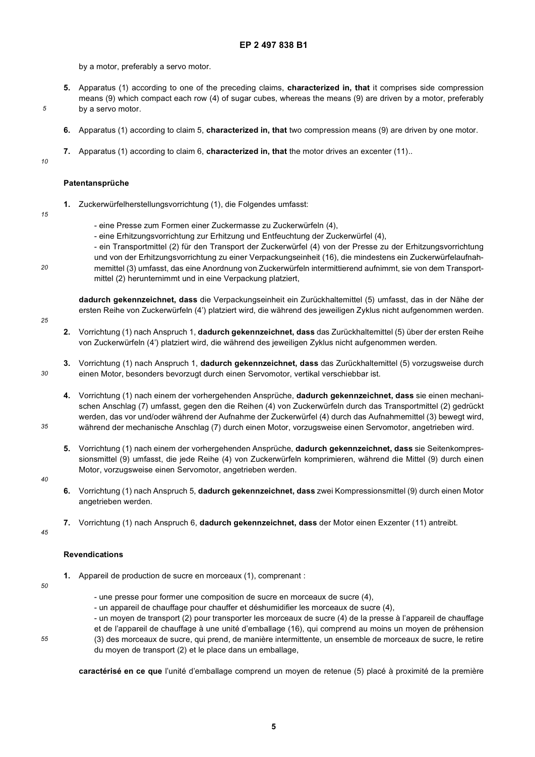by a motor, preferably a servo motor.

5. Apparatus (1) according to one of the preceding claims, **characterized in, that** it comprises side compression means (9) which compact each row (4) of sugar cubes, whereas the means (9) are driven by a motor, preferably by a servo motor.

6. Apparatus (1) according to claim 5, **characterized in, that** two compression means (9) are driven by one motor.

7. Apparatus (1) according to claim 6, **characterized in, that** the motor drives an excenter (11)..

## Patentansprüche

1. Zuckerwürfelherstellungsvorrichtung (1), die Folgendes umfasst:

   - eine Presse zum Formen einer Zuckermasse zu Zuckerwürfeln (4),
   - eine Erhitzungsvorrichtung zur Erhitzung und Entfeuchtung der Zuckerwürfel (4),
   - ein Transportmittel (2) für den Transport der Zuckerwürfel (4) von der Presse zu der Erhitzungsvorrichtung und von der Erhitzungsvorrichtung zu einer Verpackungseinheit (16), die mindestens ein Zuckerwürfelaufnahmemittel (3) umfasst, das eine Anordnung von Zuckerwürfeln intermittierend aufnimmt, sie von dem Transportmittel (2) herunternimmt und in eine Verpackung platziert,

   **dadurch gekennzeichnet, dass** die Verpackungseinheit ein Zurückhaltemittel (5) umfasst, das in der Nähe der ersten Reihe von Zuckerwürfeln (4') platziert wird, die während des jeweiligen Zyklus nicht aufgenommen werden.

2. Vorrichtung (1) nach Anspruch 1, **dadurch gekennzeichnet, dass** das Zurückhaltemittel (5) über der ersten Reihe von Zuckerwürfeln (4') platziert wird, die während des jeweiligen Zyklus nicht aufgenommen werden.

3. Vorrichtung (1) nach Anspruch 1, **dadurch gekennzeichnet, dass** das Zurückhaltemittel (5) vorzugsweise durch einen Motor, besonders bevorzugt durch einen Servomotor, vertikal verschiebbar ist.

4. Vorrichtung (1) nach einem der vorhergehenden Ansprüche, **dadurch gekennzeichnet, dass** sie einen mechanischen Anschlag (7) umfasst, gegen den die Reihen (4) von Zuckerwürfeln durch das Transportmittel (2) gedrückt werden, das vor und/oder während der Aufnahme der Zuckerwürfel (4) durch das Aufnahmemittel (3) bewegt wird, während der mechanische Anschlag (7) durch einen Motor, vorzugsweise einen Servomotor, angetrieben wird.

5. Vorrichtung (1) nach einem der vorhergehenden Ansprüche, **dadurch gekennzeichnet, dass** sie Seitenkompressionsmittel (9) umfasst, die jede Reihe (4) von Zuckerwürfeln komprimieren, während die Mittel (9) durch einen Motor, vorzugsweise einen Servomotor, angetrieben werden.

6. Vorrichtung (1) nach Anspruch 5, **dadurch gekennzeichnet, dass** zwei Kompressionsmittel (9) durch einen Motor angetrieben werden.

7. Vorrichtung (1) nach Anspruch 6, **dadurch gekennzeichnet, dass** der Motor einen Exzenter (11) antreibt.

## Revendications

1. Appareil de production de sucre en morceaux (1), comprenant :

   - une presse pour former une composition de sucre en morceaux de sucre (4),
   - un appareil de chauffage pour chauffer et déshumidifier les morceaux de sucre (4),
   - un moyen de transport (2) pour transporter les morceaux de sucre (4) de la presse à l'appareil de chauffage et de l'appareil de chauffage à une unité d'emballage (16), qui comprend au moins un moyen de préhension (3) des morceaux de sucre, qui prend, de manière intermittente, un ensemble de morceaux de sucre, le retire du moyen de transport (2) et le place dans un emballage,

   **caractérisé en ce que** l'unité d'emballage comprend un moyen de retenue (5) placé à proximité de la première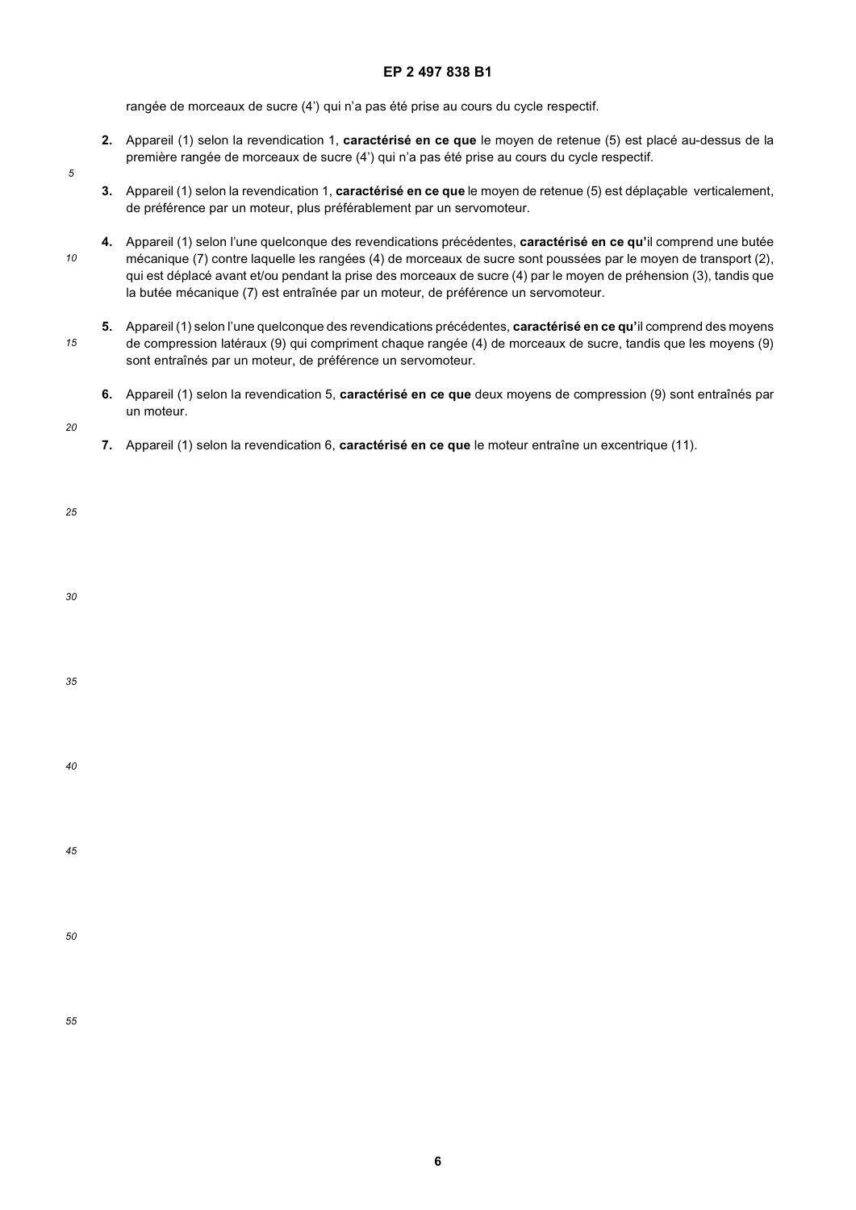rangée de morceaux de sucre (4') qui n'a pas été prise au cours du cycle respectif.

2. Appareil (1) selon la revendication 1, **caractérisé en ce que** le moyen de retenue (5) est placé au-dessus de la première rangée de morceaux de sucre (4') qui n'a pas été prise au cours du cycle respectif.

3. Appareil (1) selon la revendication 1, **caractérisé en ce que** le moyen de retenue (5) est déplaçable verticalement, de préférence par un moteur, plus préférablement par un servomoteur.

4. Appareil (1) selon l'une quelconque des revendications précédentes, **caractérisé en ce qu'**il comprend une butée mécanique (7) contre laquelle les rangées (4) de morceaux de sucre sont poussées par le moyen de transport (2), qui est déplacé avant et/ou pendant la prise des morceaux de sucre (4) par le moyen de préhension (3), tandis que la butée mécanique (7) est entraînée par un moteur, de préférence un servomoteur.

5. Appareil (1) selon l'une quelconque des revendications précédentes, **caractérisé en ce qu'**il comprend des moyens de compression latéraux (9) qui compriment chaque rangée (4) de morceaux de sucre, tandis que les moyens (9) sont entraînés par un moteur, de préférence un servomoteur.

6. Appareil (1) selon la revendication 5, **caractérisé en ce que** deux moyens de compression (9) sont entraînés par un moteur.

7. Appareil (1) selon la revendication 6, **caractérisé en ce que** le moteur entraîne un excentrique (11).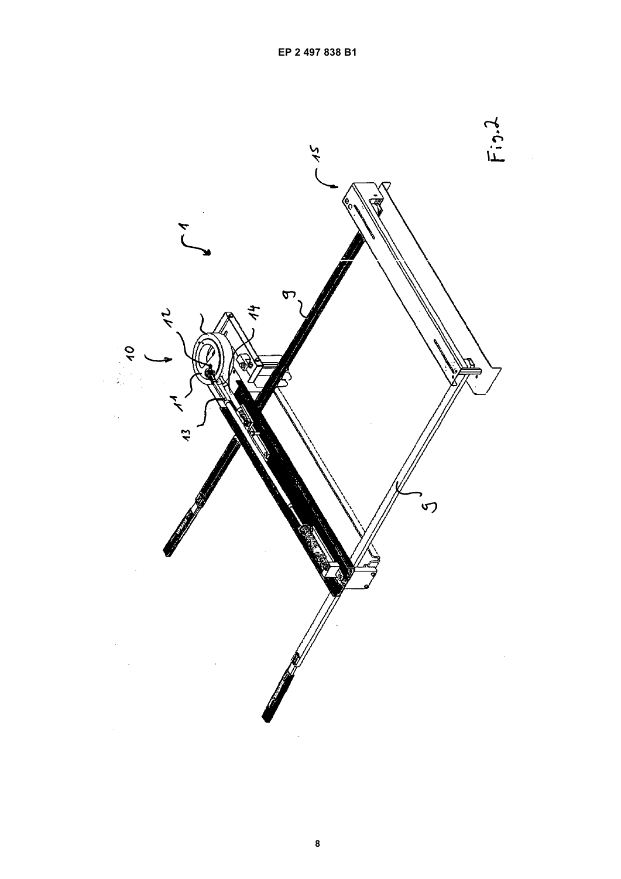Fig.2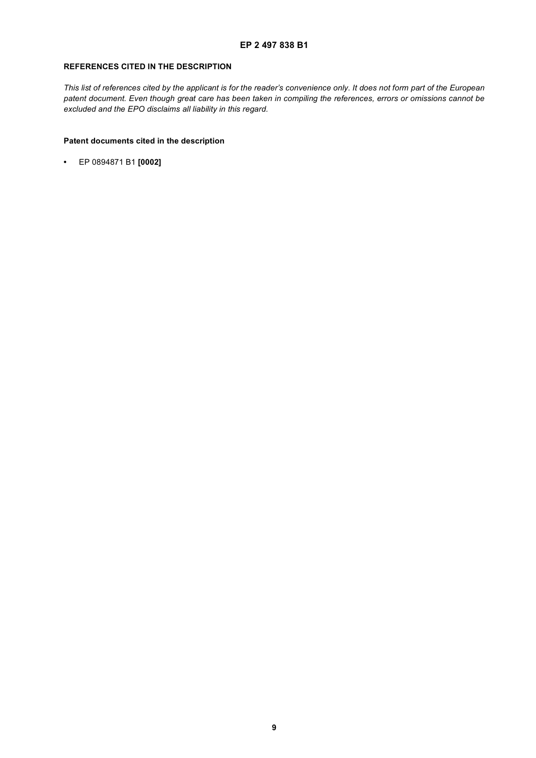## REFERENCES CITED IN THE DESCRIPTION

*This list of references cited by the applicant is for the reader's convenience only. It does not form part of the European patent document. Even though great care has been taken in compiling the references, errors or omissions cannot be excluded and the EPO disclaims all liability in this regard.*

### Patent documents cited in the description

- EP 0894871 B1 **[0002]**